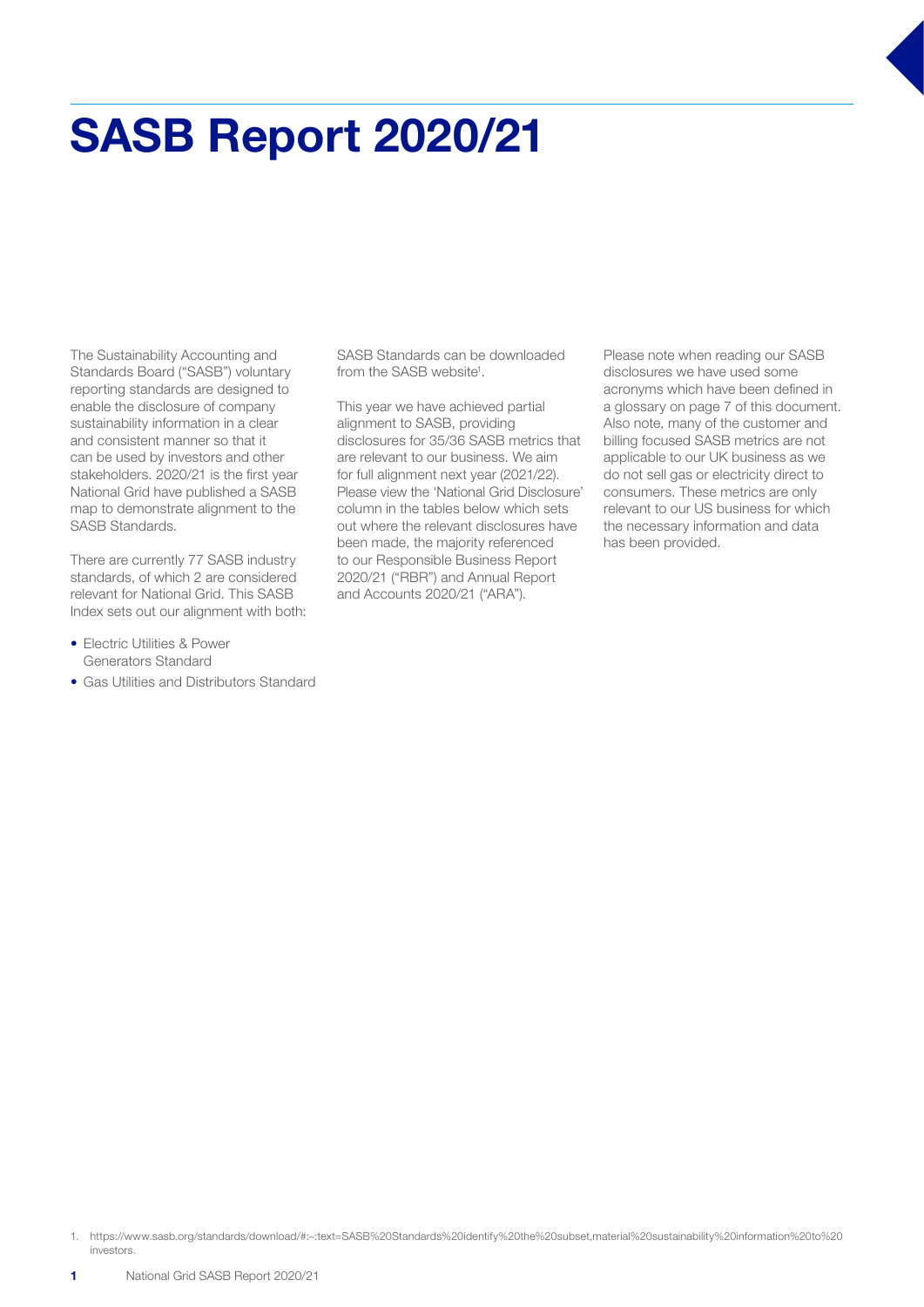# SASB Report 2020/21

The Sustainability Accounting and Standards Board ("SASB") voluntary reporting standards are designed to enable the disclosure of company sustainability information in a clear and consistent manner so that it can be used by investors and other stakeholders. 2020/21 is the first year National Grid have published a SASB map to demonstrate alignment to the SASB Standards.

There are currently 77 SASB industry standards, of which 2 are considered relevant for National Grid. This SASB Index sets out our alignment with both:

- Electric Utilities & Power Generators Standard
- Gas Utilities and Distributors Standard

SASB Standards can be downloaded from the SASB website[1].

This year we have achieved partial alignment to SASB, providing disclosures for 35/36 SASB metrics that are relevant to our business. We aim for full alignment next year (2021/22). Please view the 'National Grid Disclosure' column in the tables below which sets out where the relevant disclosures have been made, the majority referenced to our Responsible Business Report 2020/21 ("RBR") and Annual Report and Accounts 2020/21 ("ARA").

Please note when reading our SASB disclosures we have used some acronyms which have been defined in a glossary on page 7 of this document. Also note, many of the customer and billing focused SASB metrics are not applicable to our UK business as we do not sell gas or electricity direct to consumers. These metrics are only relevant to our US business for which the necessary information and data has been provided.

1. https://www.sasb.org/standards/download/#:~:text=SASB%20Standards%20identify%20the%20subset,material%20sustainability%20information%20to%20investors.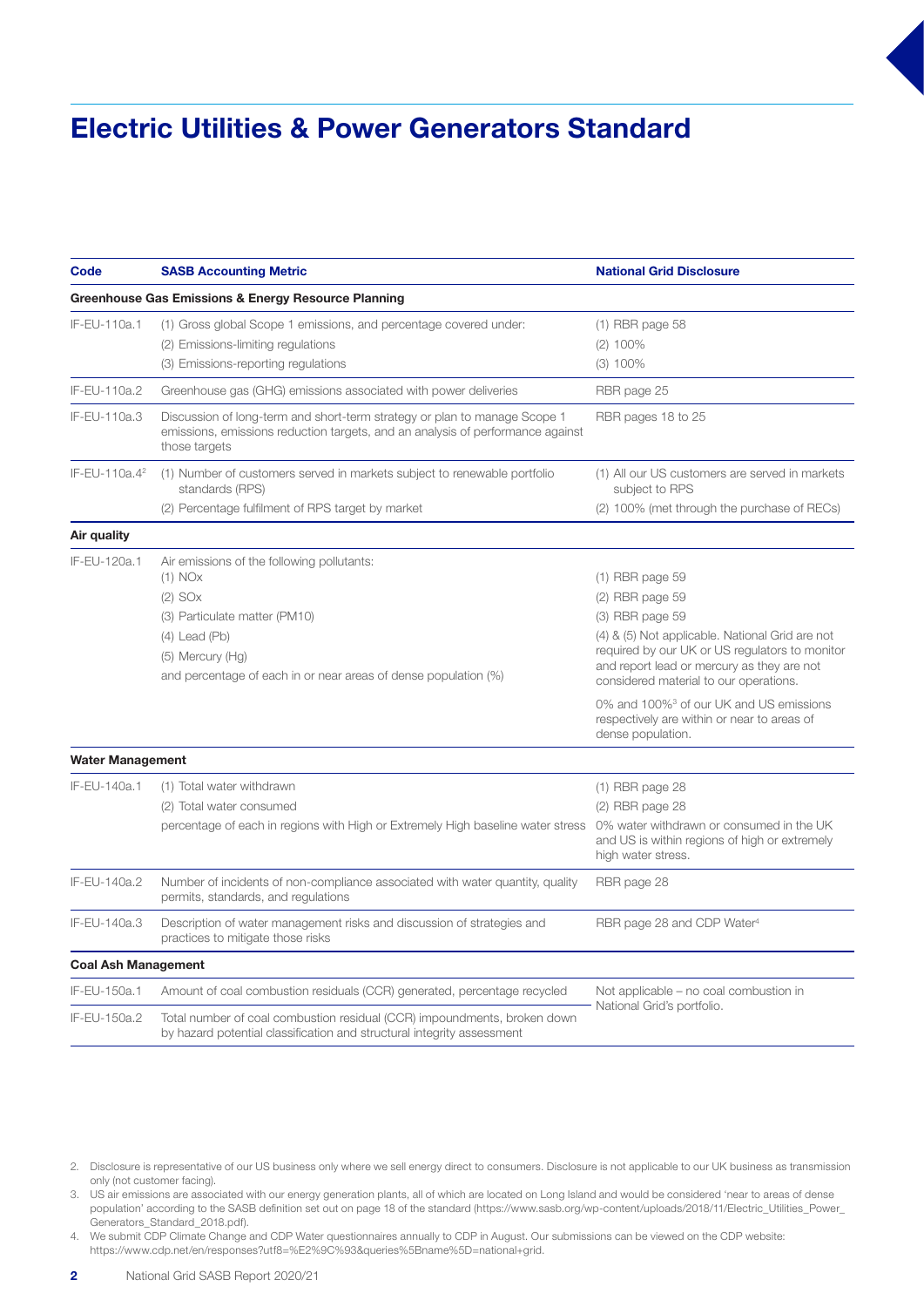# Electric Utilities & Power Generators Standard

| Code | SASB Accounting Metric | National Grid Disclosure |
|---|---|---|
| **Greenhouse Gas Emissions & Energy Resource Planning** | | |
| IF-EU-110a.1 | (1) Gross global Scope 1 emissions, and percentage covered under:<br>(2) Emissions-limiting regulations<br>(3) Emissions-reporting regulations | (1) RBR page 58<br>(2) 100%<br>(3) 100% |
| IF-EU-110a.2 | Greenhouse gas (GHG) emissions associated with power deliveries | RBR page 25 |
| IF-EU-110a.3 | Discussion of long-term and short-term strategy or plan to manage Scope 1 emissions, emissions reduction targets, and an analysis of performance against those targets | RBR pages 18 to 25 |
| IF-EU-110a.4[2] | (1) Number of customers served in markets subject to renewable portfolio standards (RPS)<br>(2) Percentage fulfilment of RPS target by market | (1) All our US customers are served in markets subject to RPS<br>(2) 100% (met through the purchase of RECs) |
| **Air quality** | | |
| IF-EU-120a.1 | Air emissions of the following pollutants:<br>(1) NOx<br>(2) SOx<br>(3) Particulate matter (PM10)<br>(4) Lead (Pb)<br>(5) Mercury (Hg)<br>and percentage of each in or near areas of dense population (%) | (1) RBR page 59<br>(2) RBR page 59<br>(3) RBR page 59<br>(4) & (5) Not applicable. National Grid are not required by our UK or US regulators to monitor and report lead or mercury as they are not considered material to our operations.<br>0% and 100%[3] of our UK and US emissions respectively are within or near to areas of dense population. |
| **Water Management** | | |
| IF-EU-140a.1 | (1) Total water withdrawn<br>(2) Total water consumed<br>percentage of each in regions with High or Extremely High baseline water stress | (1) RBR page 28<br>(2) RBR page 28<br>0% water withdrawn or consumed in the UK and US is within regions of high or extremely high water stress. |
| IF-EU-140a.2 | Number of incidents of non-compliance associated with water quantity, quality permits, standards, and regulations | RBR page 28 |
| IF-EU-140a.3 | Description of water management risks and discussion of strategies and practices to mitigate those risks | RBR page 28 and CDP Water[4] |
| **Coal Ash Management** | | |
| IF-EU-150a.1 | Amount of coal combustion residuals (CCR) generated, percentage recycled | Not applicable – no coal combustion in National Grid's portfolio. |
| IF-EU-150a.2 | Total number of coal combustion residual (CCR) impoundments, broken down by hazard potential classification and structural integrity assessment | |

2. Disclosure is representative of our US business only where we sell energy direct to consumers. Disclosure is not applicable to our UK business as transmission only (not customer facing).
3. US air emissions are associated with our energy generation plants, all of which are located on Long Island and would be considered 'near to areas of dense population' according to the SASB definition set out on page 18 of the standard (https://www.sasb.org/wp-content/uploads/2018/11/Electric_Utilities_Power_Generators_Standard_2018.pdf).
4. We submit CDP Climate Change and CDP Water questionnaires annually to CDP in August. Our submissions can be viewed on the CDP website: https://www.cdp.net/en/responses?utf8=%E2%9C%93&queries%5Bname%5D=national+grid.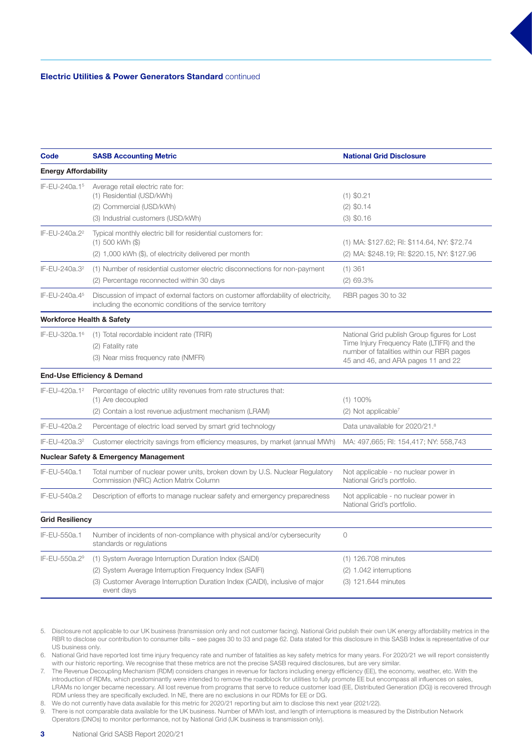**Electric Utilities & Power Generators Standard** continued

| Code | SASB Accounting Metric | National Grid Disclosure |
| --- | --- | --- |
| **Energy Affordability** | | |
| IF-EU-240a.1[5] | Average retail electric rate for:<br>(1) Residential (USD/kWh)<br>(2) Commercial (USD/kWh)<br>(3) Industrial customers (USD/kWh) | (1) $0.21<br>(2) $0.14<br>(3) $0.16 |
| IF-EU-240a.2[2] | Typical monthly electric bill for residential customers for:<br>(1) 500 kWh ($)<br>(2) 1,000 kWh ($), of electricity delivered per month | (1) MA: $127.62; RI: $114.64, NY: $72.74<br>(2) MA: $248.19; RI: $220.15, NY: $127.96 |
| IF-EU-240a.3[2] | (1) Number of residential customer electric disconnections for non-payment<br>(2) Percentage reconnected within 30 days | (1) 361<br>(2) 69.3% |
| IF-EU-240a.4[5] | Discussion of impact of external factors on customer affordability of electricity, including the economic conditions of the service territory | RBR pages 30 to 32 |
| **Workforce Health & Safety** | | |
| IF-EU-320a.1[6] | (1) Total recordable incident rate (TRIR)<br>(2) Fatality rate<br>(3) Near miss frequency rate (NMFR) | National Grid publish Group figures for Lost Time Injury Frequency Rate (LTIFR) and the number of fatalities within our RBR pages 45 and 46, and ARA pages 11 and 22 |
| **End-Use Efficiency & Demand** | | |
| IF-EU-420a.1[2] | Percentage of electric utility revenues from rate structures that:<br>(1) Are decoupled<br>(2) Contain a lost revenue adjustment mechanism (LRAM) | (1) 100%<br>(2) Not applicable[7] |
| IF-EU-420a.2 | Percentage of electric load served by smart grid technology | Data unavailable for 2020/21.[8] |
| IF-EU-420a.3[2] | Customer electricity savings from efficiency measures, by market (annual MWh) | MA: 497,665; RI: 154,417; NY: 558,743 |
| **Nuclear Safety & Emergency Management** | | |
| IF-EU-540a.1 | Total number of nuclear power units, broken down by U.S. Nuclear Regulatory Commission (NRC) Action Matrix Column | Not applicable - no nuclear power in National Grid's portfolio. |
| IF-EU-540a.2 | Description of efforts to manage nuclear safety and emergency preparedness | Not applicable - no nuclear power in National Grid's portfolio. |
| **Grid Resiliency** | | |
| IF-EU-550a.1 | Number of incidents of non-compliance with physical and/or cybersecurity standards or regulations | 0 |
| IF-EU-550a.2[9] | (1) System Average Interruption Duration Index (SAIDI)<br>(2) System Average Interruption Frequency Index (SAIFI)<br>(3) Customer Average Interruption Duration Index (CAIDI), inclusive of major event days | (1) 126.708 minutes<br>(2) 1.042 interruptions<br>(3) 121.644 minutes |

5. Disclosure not applicable to our UK business (transmission only and not customer facing). National Grid publish their own UK energy affordability metrics in the RBR to disclose our contribution to consumer bills – see pages 30 to 33 and page 62. Data stated for this disclosure in this SASB Index is representative of our US business only.
6. National Grid have reported lost time injury frequency rate and number of fatalities as key safety metrics for many years. For 2020/21 we will report consistently with our historic reporting. We recognise that these metrics are not the precise SASB required disclosures, but are very similar.
7. The Revenue Decoupling Mechanism (RDM) considers changes in revenue for factors including energy efficiency (EE), the economy, weather, etc. With the introduction of RDMs, which predominantly were intended to remove the roadblock for utilities to fully promote EE but encompass all influences on sales, LRAMs no longer became necessary. All lost revenue from programs that serve to reduce customer load (EE, Distributed Generation (DG)) is recovered through RDM unless they are specifically excluded. In NE, there are no exclusions in our RDMs for EE or DG.
8. We do not currently have data available for this metric for 2020/21 reporting but aim to disclose this next year (2021/22).
9. There is not comparable data available for the UK business. Number of MWh lost, and length of interruptions is measured by the Distribution Network Operators (DNOs) to monitor performance, not by National Grid (UK business is transmission only).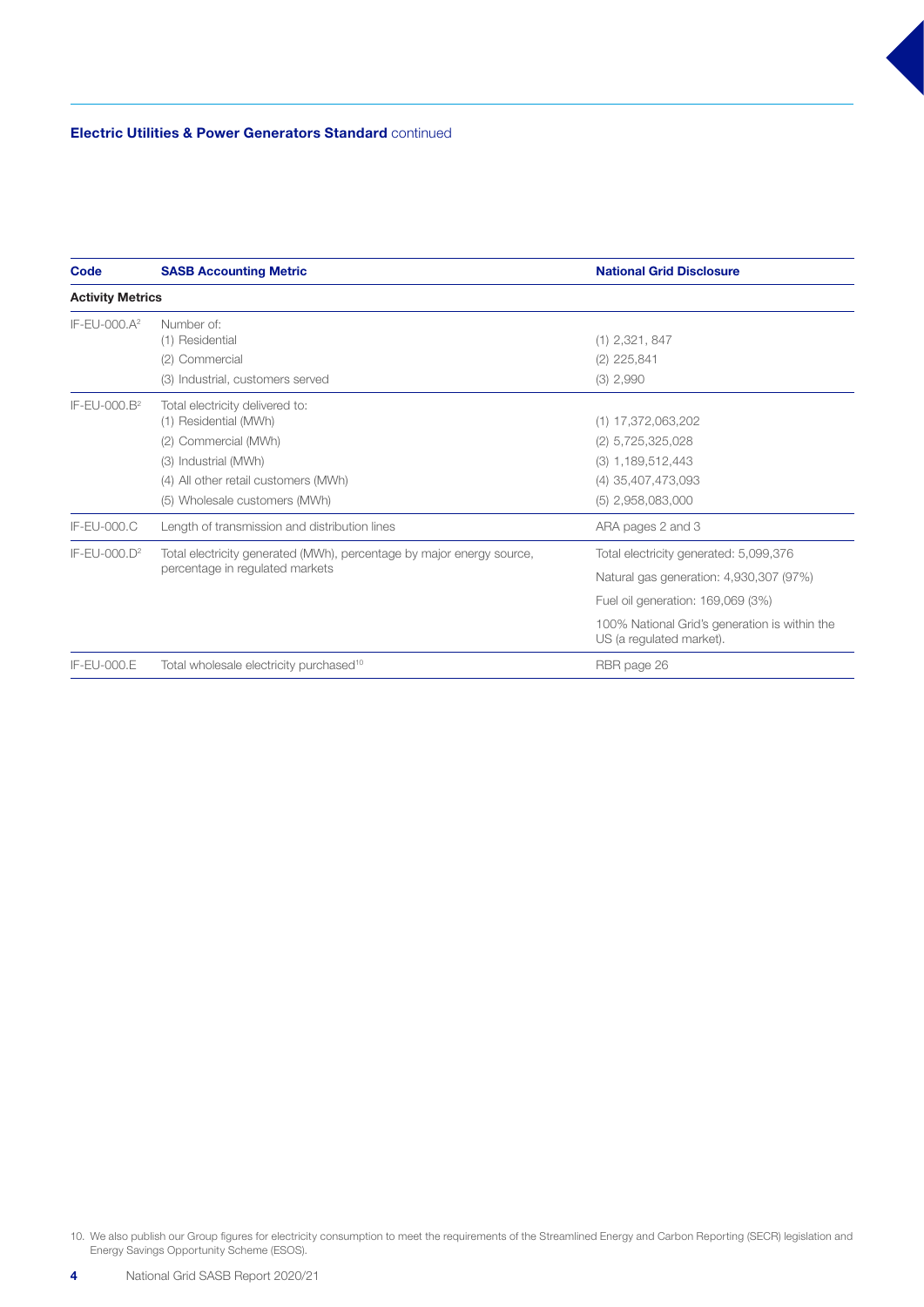**Electric Utilities & Power Generators Standard** continued

| Code | SASB Accounting Metric | National Grid Disclosure |
|---|---|---|
| **Activity Metrics** | | |
| IF-EU-000.A[2] | Number of:<br>(1) Residential<br>(2) Commercial<br>(3) Industrial, customers served | (1) 2,321, 847<br>(2) 225,841<br>(3) 2,990 |
| IF-EU-000.B[2] | Total electricity delivered to:<br>(1) Residential (MWh)<br>(2) Commercial (MWh)<br>(3) Industrial (MWh)<br>(4) All other retail customers (MWh)<br>(5) Wholesale customers (MWh) | (1) 17,372,063,202<br>(2) 5,725,325,028<br>(3) 1,189,512,443<br>(4) 35,407,473,093<br>(5) 2,958,083,000 |
| IF-EU-000.C | Length of transmission and distribution lines | ARA pages 2 and 3 |
| IF-EU-000.D[2] | Total electricity generated (MWh), percentage by major energy source, percentage in regulated markets | Total electricity generated: 5,099,376<br>Natural gas generation: 4,930,307 (97%)<br>Fuel oil generation: 169,069 (3%)<br>100% National Grid's generation is within the US (a regulated market). |
| IF-EU-000.E | Total wholesale electricity purchased[10] | RBR page 26 |

10. We also publish our Group figures for electricity consumption to meet the requirements of the Streamlined Energy and Carbon Reporting (SECR) legislation and Energy Savings Opportunity Scheme (ESOS).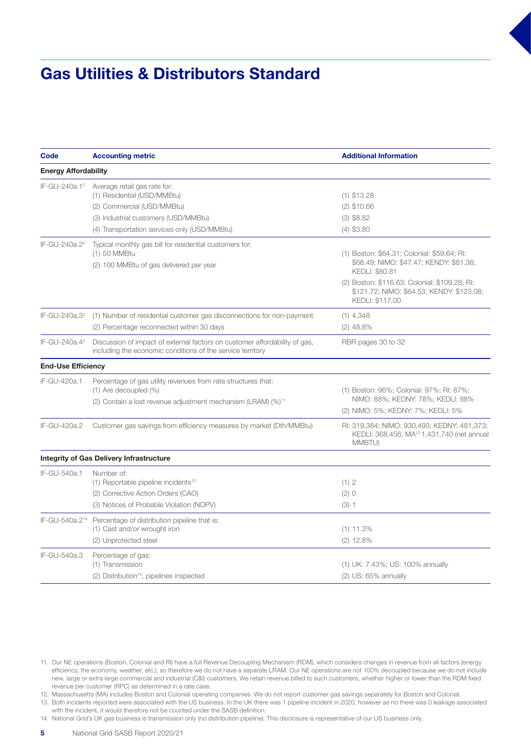# Gas Utilities & Distributors Standard

| Code | Accounting metric | Additional Information |
|---|---|---|
| **Energy Affordability** | | |
| IF-GU-240a.1[2] | Average retail gas rate for:<br>(1) Residential (USD/MMBtu)<br>(2) Commercial (USD/MMBtu)<br>(3) Industrial customers (USD/MMBtu)<br>(4) Transportation services only (USD/MMBtu) | (1) $13.28<br>(2) $10.66<br>(3) $8.82<br>(4) $3.80 |
| IF-GU-240a.2[2] | Typical monthly gas bill for residential customers for:<br>(1) 50 MMBtu<br>(2) 100 MMBtu of gas delivered per year | (1) Boston: $64.31; Colonial: $59.64; RI: $68.49; NIMO: $47.47; KENDY: $81.38; KEDLI: $80.81<br>(2) Boston: $116.63; Colonial: $109.28; RI: $121.72; NIMO: $64.53; KENDY: $123.08; KEDLI: $117.00 |
| IF-GU-240a.3[2] | (1) Number of residential customer gas disconnections for non-payment<br>(2) Percentage reconnected within 30 days | (1) 4,348<br>(2) 48.8% |
| IF-GU-240a.4[2] | Discussion of impact of external factors on customer affordability of gas, including the economic conditions of the service territory | RBR pages 30 to 32 |
| **End-Use Efficiency** | | |
| iF-GU-420a.1 | Percentage of gas utility revenues from rate structures that:<br>(1) Are decoupled (%)<br>(2) Contain a lost revenue adjustment mechanism (LRAM) (%)[11] | (1) Boston: 96%; Colonial: 97%; RI: 87%; NIMO: 88%; KEDNY: 78%; KEDLI: 88%<br>(2) NIMO: 5%; KEDNY: 7%; KEDLI: 5% |
| IF-GU-420a.2 | Customer gas savings from efficiency measures by market (Dth/MMBtu) | RI: 319,384; NIMO: 930,493; KEDNY: 481,373; KEDLI: 368,456; MA[12] 1,431,740 (net annual MMBTU) |
| **Integrity of Gas Delivery Infrastructure** | | |
| IF-GU-540a.1 | Number of:<br>(1) Reportable pipeline incidents[13]<br>(2) Corrective Action Orders (CAO)<br>(3) Notices of Probable Violation (NOPV) | (1) 2<br>(2) 0<br>(3) 1 |
| IF-GU-540a.2[14] | Percentage of distribution pipeline that is:<br>(1) Cast and/or wrought iron<br>(2) Unprotected steel | (1) 11.3%<br>(2) 12.8% |
| IF-GU-540a.3 | Percentage of gas:<br>(1) Transmission<br>(2) Distribution[14], pipelines inspected | (1) UK: 7.43%; US: 100% annually<br>(2) US: 65% annually |

11. Our NE operations (Boston, Colonial and RI) have a full Revenue Decoupling Mechanism (RDM), which considers changes in revenue from all factors (energy efficiency, the economy, weather, etc.), so therefore we do not have a separate LRAM. Our NE operations are not 100% decoupled because we do not include new, large or extra large commercial and industrial (C&I) customers. We retain revenue billed to such customers, whether higher or lower than the RDM fixed revenue per customer (RPC) as determined in a rate case.
12. Massachusetts (MA) includes Boston and Colonial operating companies. We do not report customer gas savings separately for Boston and Colonial.
13. Both incidents reported were associated with the US business. In the UK there was 1 pipeline incident in 2020, however as no there was 0 leakage associated with the incident, it would therefore not be counted under the SASB definition.
14. National Grid's UK gas business is transmission only (no distribution pipeline). This disclosure is representative of our US business only.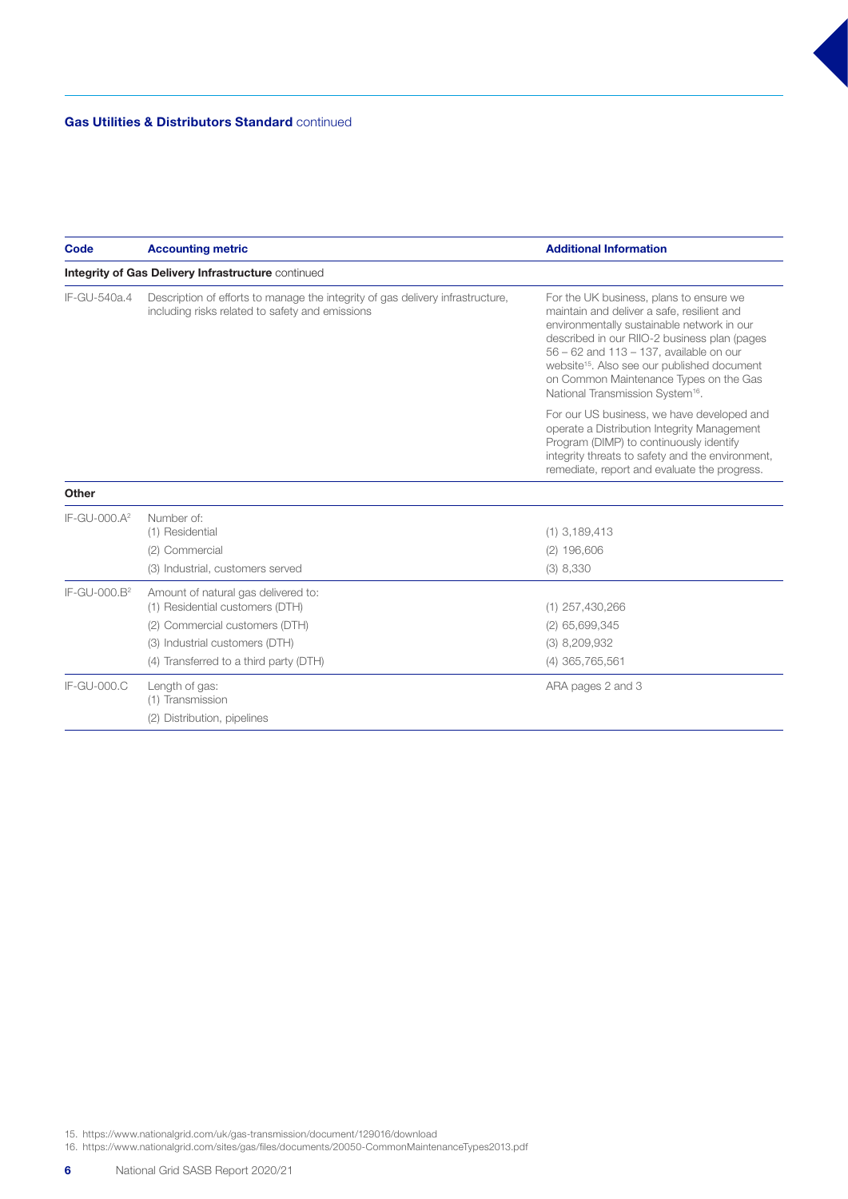**Gas Utilities & Distributors Standard** continued

| Code | Accounting metric | Additional Information |
|---|---|---|
| **Integrity of Gas Delivery Infrastructure** continued | | |
| IF-GU-540a.4 | Description of efforts to manage the integrity of gas delivery infrastructure, including risks related to safety and emissions | For the UK business, plans to ensure we maintain and deliver a safe, resilient and environmentally sustainable network in our described in our RIIO-2 business plan (pages 56 – 62 and 113 – 137, available on our website[15]. Also see our published document on Common Maintenance Types on the Gas National Transmission System[16].<br><br>For our US business, we have developed and operate a Distribution Integrity Management Program (DIMP) to continuously identify integrity threats to safety and the environment, remediate, report and evaluate the progress. |
| **Other** | | |
| IF-GU-000.A[2] | Number of:<br>(1) Residential<br>(2) Commercial<br>(3) Industrial, customers served | (1) 3,189,413<br>(2) 196,606<br>(3) 8,330 |
| IF-GU-000.B[2] | Amount of natural gas delivered to:<br>(1) Residential customers (DTH)<br>(2) Commercial customers (DTH)<br>(3) Industrial customers (DTH)<br>(4) Transferred to a third party (DTH) | (1) 257,430,266<br>(2) 65,699,345<br>(3) 8,209,932<br>(4) 365,765,561 |
| IF-GU-000.C | Length of gas:<br>(1) Transmission<br>(2) Distribution, pipelines | ARA pages 2 and 3 |

15. https://www.nationalgrid.com/uk/gas-transmission/document/129016/download
16. https://www.nationalgrid.com/sites/gas/files/documents/20050-CommonMaintenanceTypes2013.pdf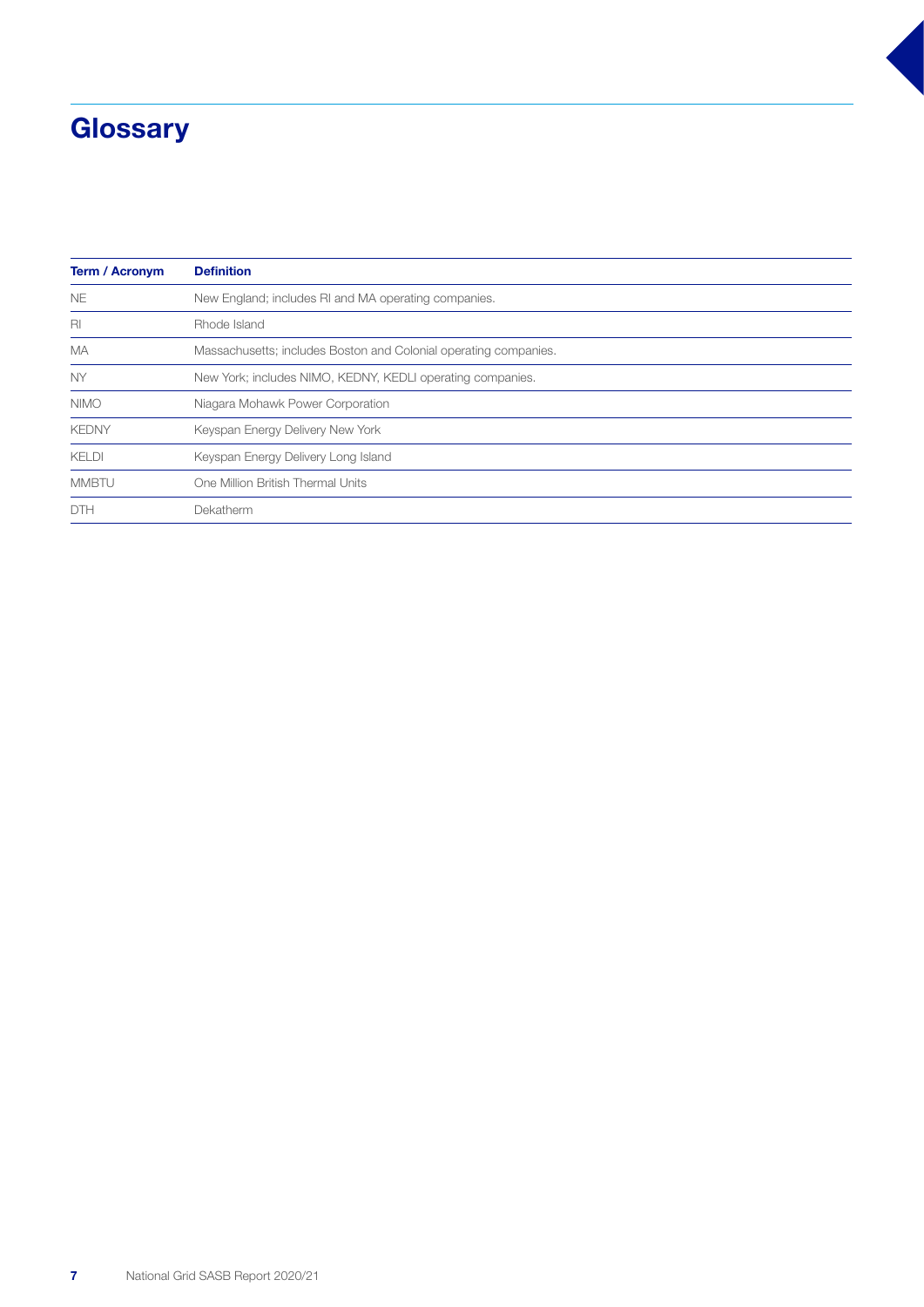# Glossary

| Term / Acronym | Definition |
|---|---|
| NE | New England; includes RI and MA operating companies. |
| RI | Rhode Island |
| MA | Massachusetts; includes Boston and Colonial operating companies. |
| NY | New York; includes NIMO, KEDNY, KEDLI operating companies. |
| NIMO | Niagara Mohawk Power Corporation |
| KEDNY | Keyspan Energy Delivery New York |
| KELDI | Keyspan Energy Delivery Long Island |
| MMBTU | One Million British Thermal Units |
| DTH | Dekatherm |